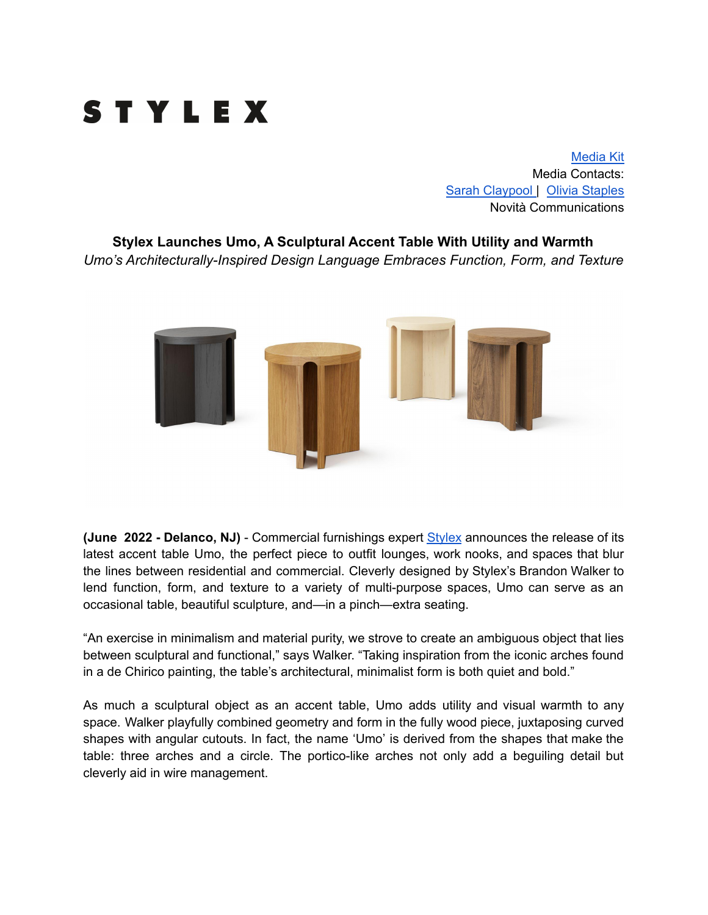# STYLEX

Media Kit
Media Contacts:
Sarah Claypool | Olivia Staples
Novità Communications

**Stylex Launches Umo, A Sculptural Accent Table With Utility and Warmth**
*Umo's Architecturally-Inspired Design Language Embraces Function, Form, and Texture*

**(June 2022 - Delanco, NJ)** - Commercial furnishings expert Stylex announces the release of its latest accent table Umo, the perfect piece to outfit lounges, work nooks, and spaces that blur the lines between residential and commercial. Cleverly designed by Stylex's Brandon Walker to lend function, form, and texture to a variety of multi-purpose spaces, Umo can serve as an occasional table, beautiful sculpture, and—in a pinch—extra seating.

"An exercise in minimalism and material purity, we strove to create an ambiguous object that lies between sculptural and functional," says Walker. "Taking inspiration from the iconic arches found in a de Chirico painting, the table's architectural, minimalist form is both quiet and bold."

As much a sculptural object as an accent table, Umo adds utility and visual warmth to any space. Walker playfully combined geometry and form in the fully wood piece, juxtaposing curved shapes with angular cutouts. In fact, the name 'Umo' is derived from the shapes that make the table: three arches and a circle. The portico-like arches not only add a beguiling detail but cleverly aid in wire management.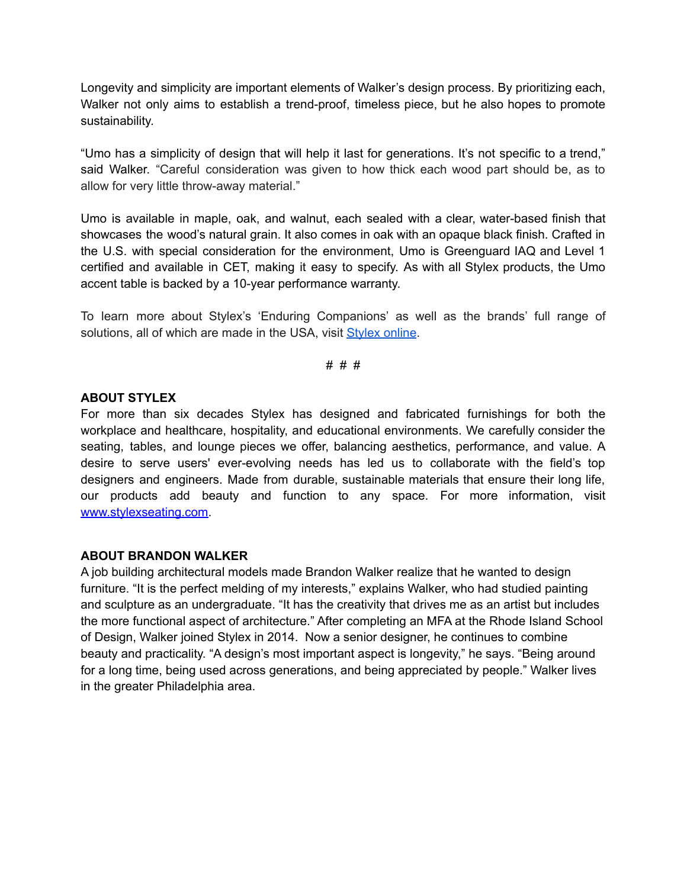Longevity and simplicity are important elements of Walker's design process. By prioritizing each, Walker not only aims to establish a trend-proof, timeless piece, but he also hopes to promote sustainability.

"Umo has a simplicity of design that will help it last for generations. It's not specific to a trend," said Walker. "Careful consideration was given to how thick each wood part should be, as to allow for very little throw-away material."

Umo is available in maple, oak, and walnut, each sealed with a clear, water-based finish that showcases the wood's natural grain. It also comes in oak with an opaque black finish. Crafted in the U.S. with special consideration for the environment, Umo is Greenguard IAQ and Level 1 certified and available in CET, making it easy to specify. As with all Stylex products, the Umo accent table is backed by a 10-year performance warranty.

To learn more about Stylex's 'Enduring Companions' as well as the brands' full range of solutions, all of which are made in the USA, visit [Stylex online](Stylex online).

# # #

**ABOUT STYLEX**

For more than six decades Stylex has designed and fabricated furnishings for both the workplace and healthcare, hospitality, and educational environments. We carefully consider the seating, tables, and lounge pieces we offer, balancing aesthetics, performance, and value. A desire to serve users' ever-evolving needs has led us to collaborate with the field's top designers and engineers. Made from durable, sustainable materials that ensure their long life, our products add beauty and function to any space. For more information, visit [www.stylexseating.com](www.stylexseating.com).

**ABOUT BRANDON WALKER**

A job building architectural models made Brandon Walker realize that he wanted to design furniture. "It is the perfect melding of my interests," explains Walker, who had studied painting and sculpture as an undergraduate. "It has the creativity that drives me as an artist but includes the more functional aspect of architecture." After completing an MFA at the Rhode Island School of Design, Walker joined Stylex in 2014. Now a senior designer, he continues to combine beauty and practicality. "A design's most important aspect is longevity," he says. "Being around for a long time, being used across generations, and being appreciated by people." Walker lives in the greater Philadelphia area.